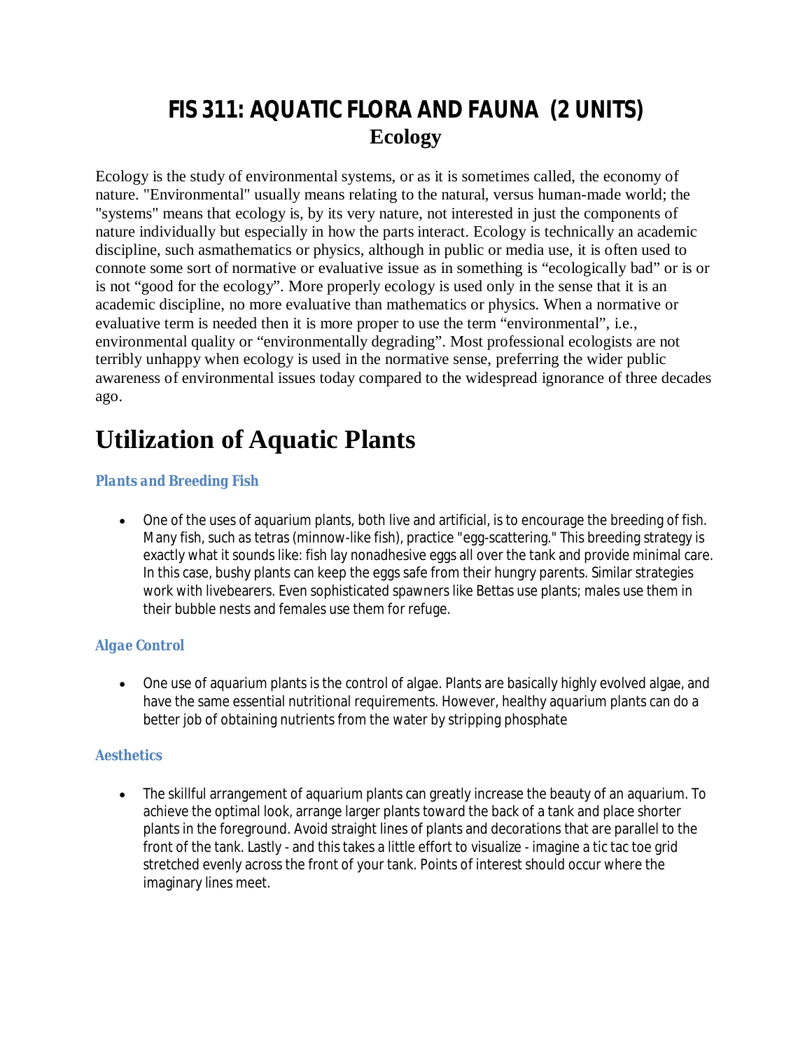# FIS 311: AQUATIC FLORA AND FAUNA (2 UNITS)

## Ecology

Ecology is the study of environmental systems, or as it is sometimes called, the economy of nature. "Environmental" usually means relating to the natural, versus human-made world; the "systems" means that ecology is, by its very nature, not interested in just the components of nature individually but especially in how the parts interact. Ecology is technically an academic discipline, such asmathematics or physics, although in public or media use, it is often used to connote some sort of normative or evaluative issue as in something is "ecologically bad" or is or is not "good for the ecology". More properly ecology is used only in the sense that it is an academic discipline, no more evaluative than mathematics or physics. When a normative or evaluative term is needed then it is more proper to use the term "environmental", i.e., environmental quality or "environmentally degrading". Most professional ecologists are not terribly unhappy when ecology is used in the normative sense, preferring the wider public awareness of environmental issues today compared to the widespread ignorance of three decades ago.

# Utilization of Aquatic Plants

### *Plants and Breeding Fish*

- One of the uses of aquarium plants, both live and artificial, is to encourage the breeding of fish. Many fish, such as tetras (minnow-like fish), practice "egg-scattering." This breeding strategy is exactly what it sounds like: fish lay nonadhesive eggs all over the tank and provide minimal care. In this case, bushy plants can keep the eggs safe from their hungry parents. Similar strategies work with livebearers. Even sophisticated spawners like Bettas use plants; males use them in their bubble nests and females use them for refuge.

### *Algae Control*

- One use of aquarium plants is the control of algae. Plants are basically highly evolved algae, and have the same essential nutritional requirements. However, healthy aquarium plants can do a better job of obtaining nutrients from the water by stripping phosphate

### *Aesthetics*

- The skillful arrangement of aquarium plants can greatly increase the beauty of an aquarium. To achieve the optimal look, arrange larger plants toward the back of a tank and place shorter plants in the foreground. Avoid straight lines of plants and decorations that are parallel to the front of the tank. Lastly - and this takes a little effort to visualize - imagine a tic tac toe grid stretched evenly across the front of your tank. Points of interest should occur where the imaginary lines meet.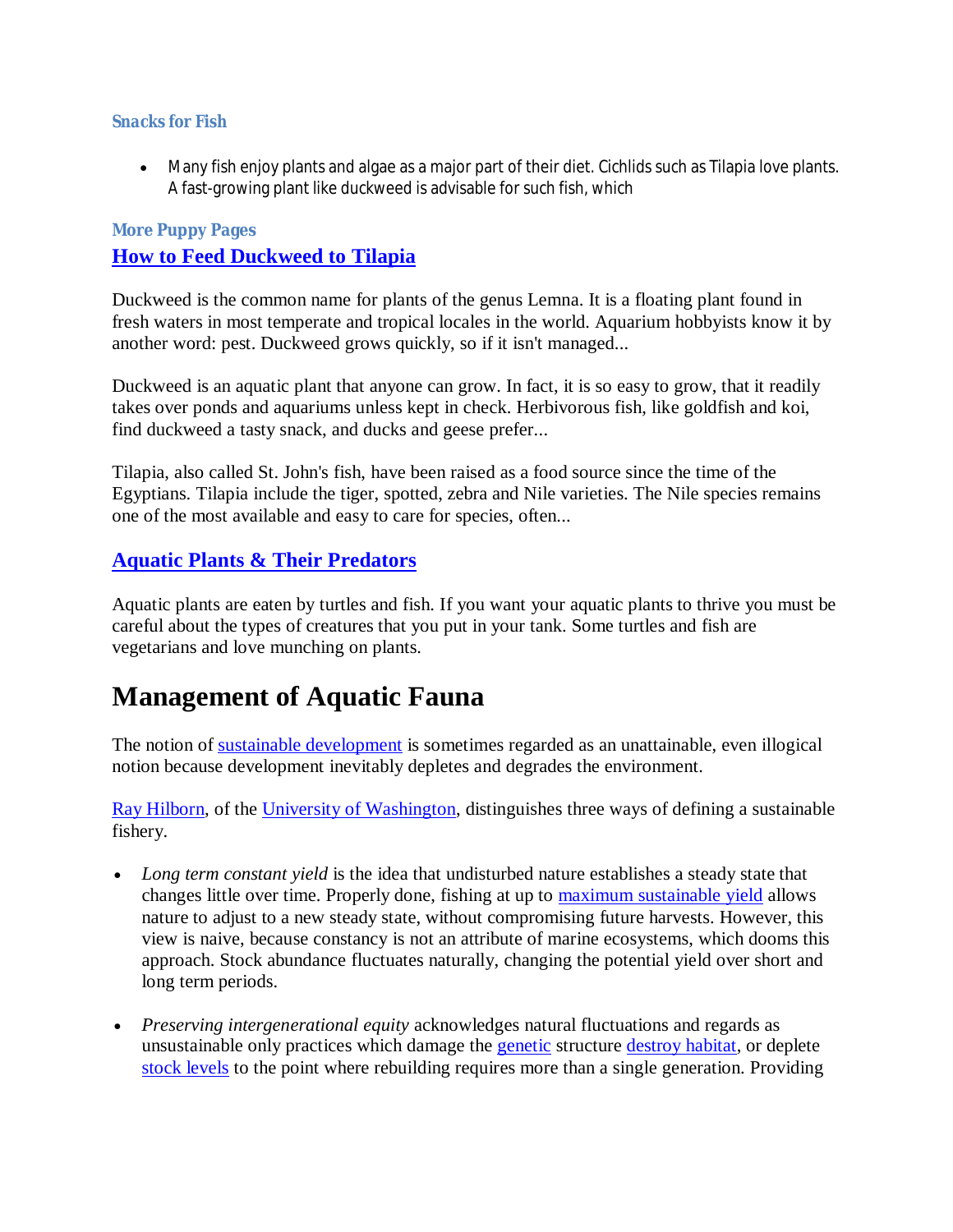### Snacks for Fish

- Many fish enjoy plants and algae as a major part of their diet. Cichlids such as Tilapia love plants. A fast-growing plant like duckweed is advisable for such fish, which

### More Puppy Pages

### [How to Feed Duckweed to Tilapia]

Duckweed is the common name for plants of the genus Lemna. It is a floating plant found in fresh waters in most temperate and tropical locales in the world. Aquarium hobbyists know it by another word: pest. Duckweed grows quickly, so if it isn't managed...

Duckweed is an aquatic plant that anyone can grow. In fact, it is so easy to grow, that it readily takes over ponds and aquariums unless kept in check. Herbivorous fish, like goldfish and koi, find duckweed a tasty snack, and ducks and geese prefer...

Tilapia, also called St. John's fish, have been raised as a food source since the time of the Egyptians. Tilapia include the tiger, spotted, zebra and Nile varieties. The Nile species remains one of the most available and easy to care for species, often...

### [Aquatic Plants & Their Predators]

Aquatic plants are eaten by turtles and fish. If you want your aquatic plants to thrive you must be careful about the types of creatures that you put in your tank. Some turtles and fish are vegetarians and love munching on plants.

# Management of Aquatic Fauna

The notion of sustainable development is sometimes regarded as an unattainable, even illogical notion because development inevitably depletes and degrades the environment.

Ray Hilborn, of the University of Washington, distinguishes three ways of defining a sustainable fishery.

- *Long term constant yield* is the idea that undisturbed nature establishes a steady state that changes little over time. Properly done, fishing at up to maximum sustainable yield allows nature to adjust to a new steady state, without compromising future harvests. However, this view is naive, because constancy is not an attribute of marine ecosystems, which dooms this approach. Stock abundance fluctuates naturally, changing the potential yield over short and long term periods.

- *Preserving intergenerational equity* acknowledges natural fluctuations and regards as unsustainable only practices which damage the genetic structure destroy habitat, or deplete stock levels to the point where rebuilding requires more than a single generation. Providing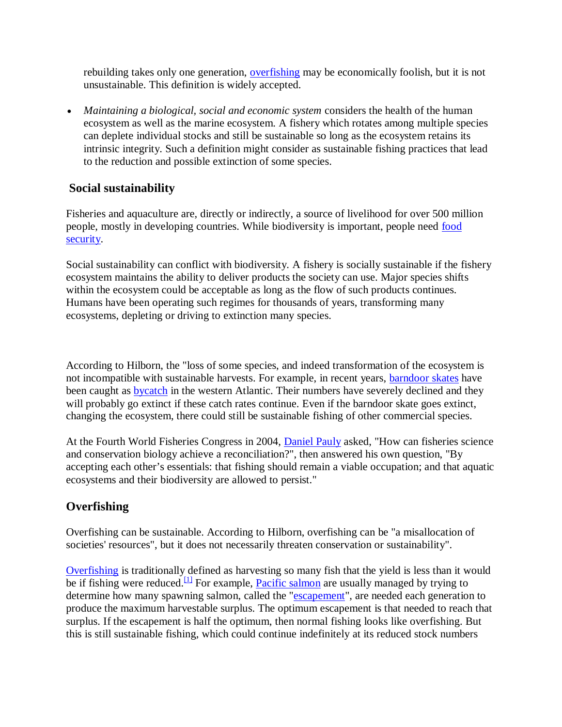rebuilding takes only one generation, overfishing may be economically foolish, but it is not unsustainable. This definition is widely accepted.

- *Maintaining a biological, social and economic system* considers the health of the human ecosystem as well as the marine ecosystem. A fishery which rotates among multiple species can deplete individual stocks and still be sustainable so long as the ecosystem retains its intrinsic integrity. Such a definition might consider as sustainable fishing practices that lead to the reduction and possible extinction of some species.

### Social sustainability

Fisheries and aquaculture are, directly or indirectly, a source of livelihood for over 500 million people, mostly in developing countries. While biodiversity is important, people need food security.

Social sustainability can conflict with biodiversity. A fishery is socially sustainable if the fishery ecosystem maintains the ability to deliver products the society can use. Major species shifts within the ecosystem could be acceptable as long as the flow of such products continues. Humans have been operating such regimes for thousands of years, transforming many ecosystems, depleting or driving to extinction many species.

According to Hilborn, the "loss of some species, and indeed transformation of the ecosystem is not incompatible with sustainable harvests. For example, in recent years, barndoor skates have been caught as bycatch in the western Atlantic. Their numbers have severely declined and they will probably go extinct if these catch rates continue. Even if the barndoor skate goes extinct, changing the ecosystem, there could still be sustainable fishing of other commercial species.

At the Fourth World Fisheries Congress in 2004, Daniel Pauly asked, "How can fisheries science and conservation biology achieve a reconciliation?", then answered his own question, "By accepting each other's essentials: that fishing should remain a viable occupation; and that aquatic ecosystems and their biodiversity are allowed to persist."

## Overfishing

Overfishing can be sustainable. According to Hilborn, overfishing can be "a misallocation of societies' resources", but it does not necessarily threaten conservation or sustainability".

Overfishing is traditionally defined as harvesting so many fish that the yield is less than it would be if fishing were reduced.[1] For example, Pacific salmon are usually managed by trying to determine how many spawning salmon, called the "escapement", are needed each generation to produce the maximum harvestable surplus. The optimum escapement is that needed to reach that surplus. If the escapement is half the optimum, then normal fishing looks like overfishing. But this is still sustainable fishing, which could continue indefinitely at its reduced stock numbers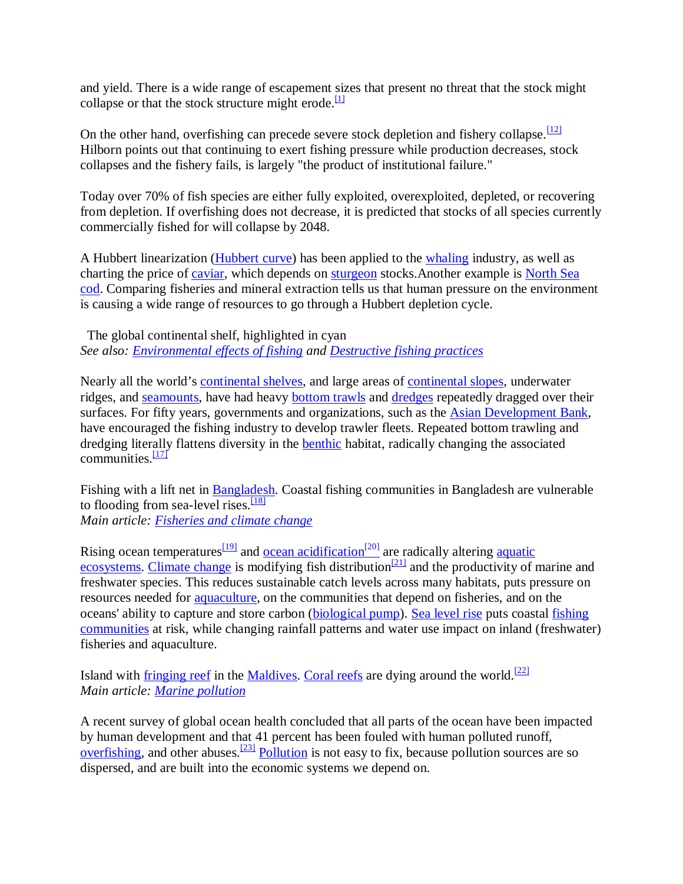and yield. There is a wide range of escapement sizes that present no threat that the stock might collapse or that the stock structure might erode.[1]

On the other hand, overfishing can precede severe stock depletion and fishery collapse.[12] Hilborn points out that continuing to exert fishing pressure while production decreases, stock collapses and the fishery fails, is largely "the product of institutional failure."

Today over 70% of fish species are either fully exploited, overexploited, depleted, or recovering from depletion. If overfishing does not decrease, it is predicted that stocks of all species currently commercially fished for will collapse by 2048.

A Hubbert linearization (Hubbert curve) has been applied to the whaling industry, as well as charting the price of caviar, which depends on sturgeon stocks.Another example is North Sea cod. Comparing fisheries and mineral extraction tells us that human pressure on the environment is causing a wide range of resources to go through a Hubbert depletion cycle.

The global continental shelf, highlighted in cyan

*See also: Environmental effects of fishing and Destructive fishing practices*

Nearly all the world's continental shelves, and large areas of continental slopes, underwater ridges, and seamounts, have had heavy bottom trawls and dredges repeatedly dragged over their surfaces. For fifty years, governments and organizations, such as the Asian Development Bank, have encouraged the fishing industry to develop trawler fleets. Repeated bottom trawling and dredging literally flattens diversity in the benthic habitat, radically changing the associated communities.[17]

Fishing with a lift net in Bangladesh. Coastal fishing communities in Bangladesh are vulnerable to flooding from sea-level rises.[18]

*Main article: Fisheries and climate change*

Rising ocean temperatures[19] and ocean acidification[20] are radically altering aquatic ecosystems. Climate change is modifying fish distribution[21] and the productivity of marine and freshwater species. This reduces sustainable catch levels across many habitats, puts pressure on resources needed for aquaculture, on the communities that depend on fisheries, and on the oceans' ability to capture and store carbon (biological pump). Sea level rise puts coastal fishing communities at risk, while changing rainfall patterns and water use impact on inland (freshwater) fisheries and aquaculture.

Island with fringing reef in the Maldives. Coral reefs are dying around the world.[22]

*Main article: Marine pollution*

A recent survey of global ocean health concluded that all parts of the ocean have been impacted by human development and that 41 percent has been fouled with human polluted runoff, overfishing, and other abuses.[23] Pollution is not easy to fix, because pollution sources are so dispersed, and are built into the economic systems we depend on.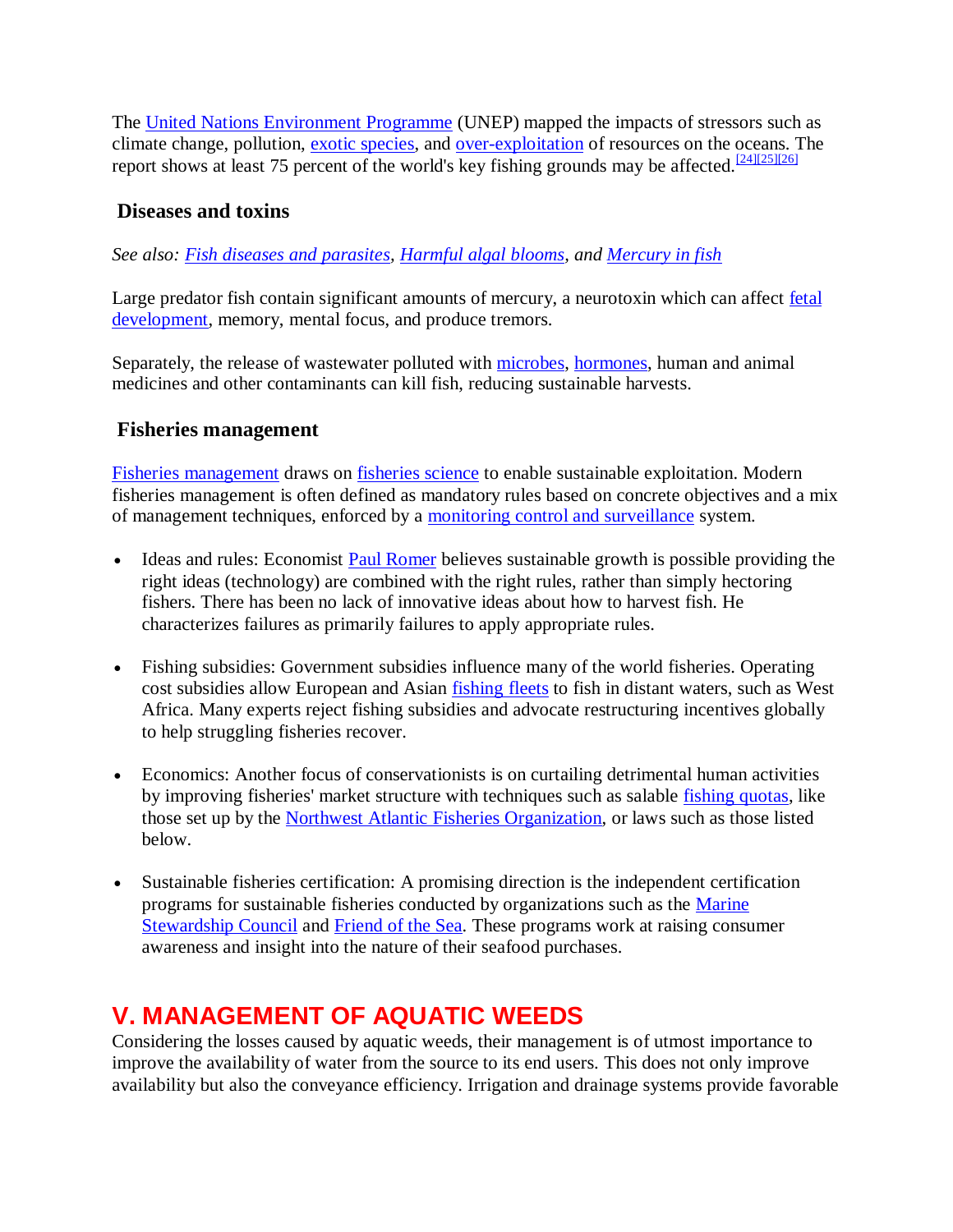The United Nations Environment Programme (UNEP) mapped the impacts of stressors such as climate change, pollution, exotic species, and over-exploitation of resources on the oceans. The report shows at least 75 percent of the world's key fishing grounds may be affected.[24][25][26]

### Diseases and toxins

*See also: Fish diseases and parasites, Harmful algal blooms, and Mercury in fish*

Large predator fish contain significant amounts of mercury, a neurotoxin which can affect fetal development, memory, mental focus, and produce tremors.

Separately, the release of wastewater polluted with microbes, hormones, human and animal medicines and other contaminants can kill fish, reducing sustainable harvests.

### Fisheries management

Fisheries management draws on fisheries science to enable sustainable exploitation. Modern fisheries management is often defined as mandatory rules based on concrete objectives and a mix of management techniques, enforced by a monitoring control and surveillance system.

- Ideas and rules: Economist Paul Romer believes sustainable growth is possible providing the right ideas (technology) are combined with the right rules, rather than simply hectoring fishers. There has been no lack of innovative ideas about how to harvest fish. He characterizes failures as primarily failures to apply appropriate rules.

- Fishing subsidies: Government subsidies influence many of the world fisheries. Operating cost subsidies allow European and Asian fishing fleets to fish in distant waters, such as West Africa. Many experts reject fishing subsidies and advocate restructuring incentives globally to help struggling fisheries recover.

- Economics: Another focus of conservationists is on curtailing detrimental human activities by improving fisheries' market structure with techniques such as salable fishing quotas, like those set up by the Northwest Atlantic Fisheries Organization, or laws such as those listed below.

- Sustainable fisheries certification: A promising direction is the independent certification programs for sustainable fisheries conducted by organizations such as the Marine Stewardship Council and Friend of the Sea. These programs work at raising consumer awareness and insight into the nature of their seafood purchases.

## V. MANAGEMENT OF AQUATIC WEEDS

Considering the losses caused by aquatic weeds, their management is of utmost importance to improve the availability of water from the source to its end users. This does not only improve availability but also the conveyance efficiency. Irrigation and drainage systems provide favorable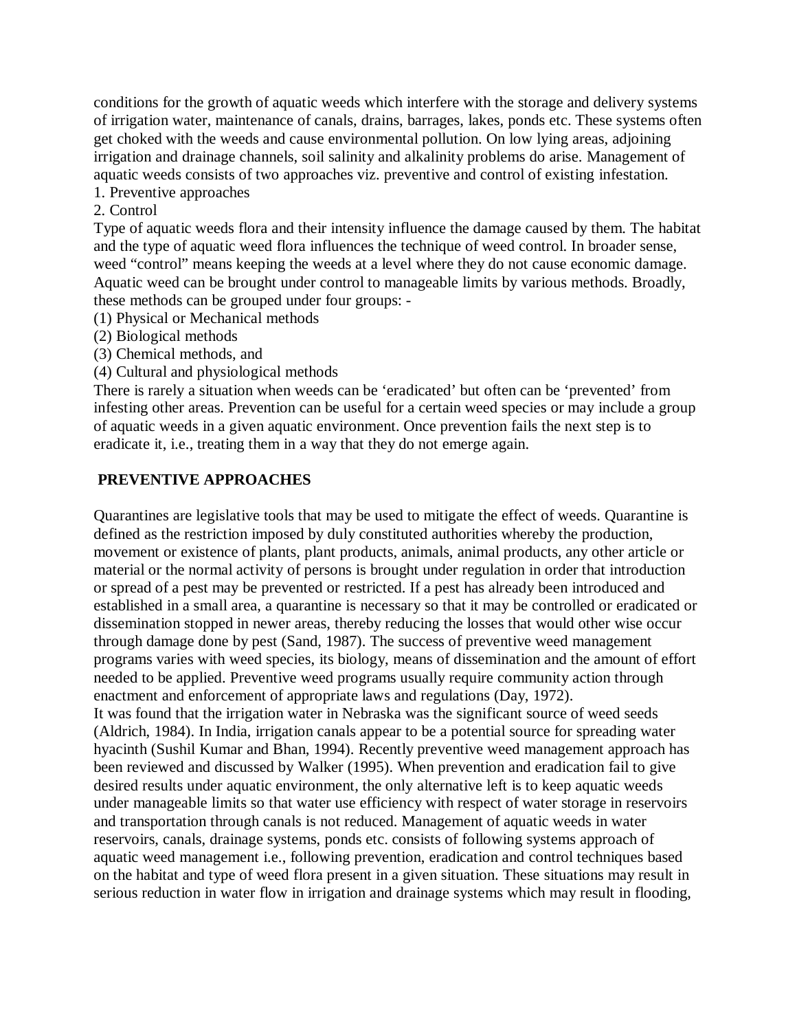conditions for the growth of aquatic weeds which interfere with the storage and delivery systems of irrigation water, maintenance of canals, drains, barrages, lakes, ponds etc. These systems often get choked with the weeds and cause environmental pollution. On low lying areas, adjoining irrigation and drainage channels, soil salinity and alkalinity problems do arise. Management of aquatic weeds consists of two approaches viz. preventive and control of existing infestation.

1. Preventive approaches
2. Control

Type of aquatic weeds flora and their intensity influence the damage caused by them. The habitat and the type of aquatic weed flora influences the technique of weed control. In broader sense, weed "control" means keeping the weeds at a level where they do not cause economic damage. Aquatic weed can be brought under control to manageable limits by various methods. Broadly, these methods can be grouped under four groups: -

(1) Physical or Mechanical methods
(2) Biological methods
(3) Chemical methods, and
(4) Cultural and physiological methods

There is rarely a situation when weeds can be 'eradicated' but often can be 'prevented' from infesting other areas. Prevention can be useful for a certain weed species or may include a group of aquatic weeds in a given aquatic environment. Once prevention fails the next step is to eradicate it, i.e., treating them in a way that they do not emerge again.

## PREVENTIVE APPROACHES

Quarantines are legislative tools that may be used to mitigate the effect of weeds. Quarantine is defined as the restriction imposed by duly constituted authorities whereby the production, movement or existence of plants, plant products, animals, animal products, any other article or material or the normal activity of persons is brought under regulation in order that introduction or spread of a pest may be prevented or restricted. If a pest has already been introduced and established in a small area, a quarantine is necessary so that it may be controlled or eradicated or dissemination stopped in newer areas, thereby reducing the losses that would other wise occur through damage done by pest (Sand, 1987). The success of preventive weed management programs varies with weed species, its biology, means of dissemination and the amount of effort needed to be applied. Preventive weed programs usually require community action through enactment and enforcement of appropriate laws and regulations (Day, 1972).

It was found that the irrigation water in Nebraska was the significant source of weed seeds (Aldrich, 1984). In India, irrigation canals appear to be a potential source for spreading water hyacinth (Sushil Kumar and Bhan, 1994). Recently preventive weed management approach has been reviewed and discussed by Walker (1995). When prevention and eradication fail to give desired results under aquatic environment, the only alternative left is to keep aquatic weeds under manageable limits so that water use efficiency with respect of water storage in reservoirs and transportation through canals is not reduced. Management of aquatic weeds in water reservoirs, canals, drainage systems, ponds etc. consists of following systems approach of aquatic weed management i.e., following prevention, eradication and control techniques based on the habitat and type of weed flora present in a given situation. These situations may result in serious reduction in water flow in irrigation and drainage systems which may result in flooding,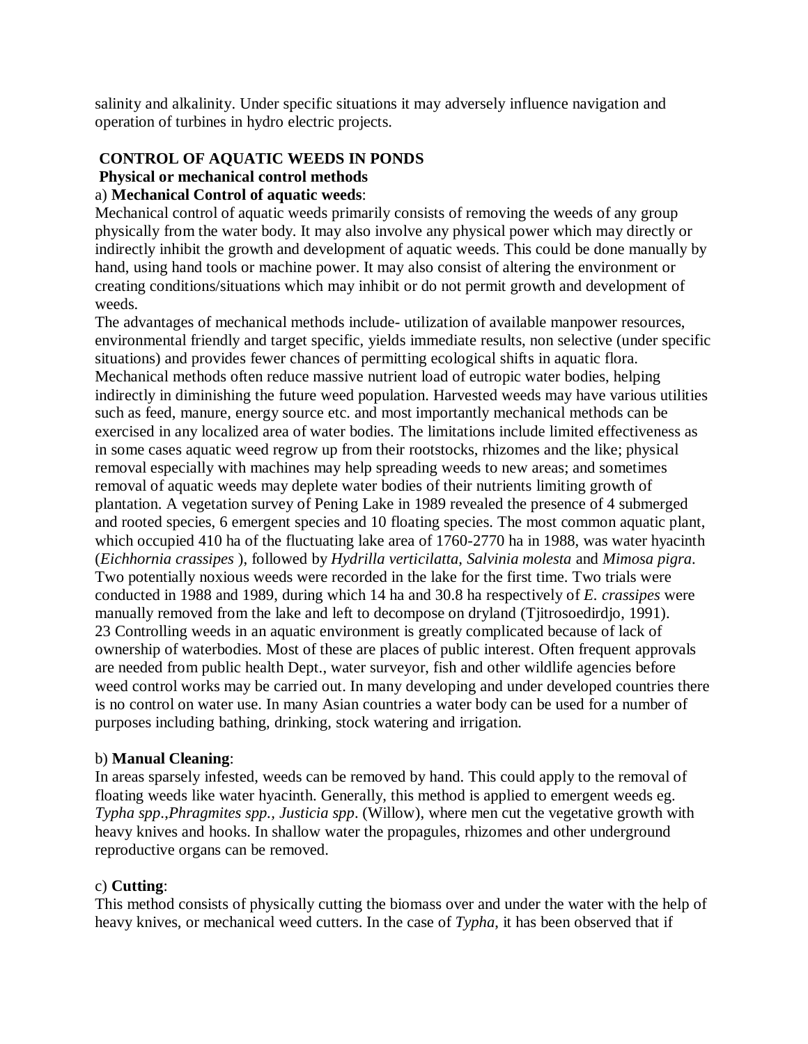salinity and alkalinity. Under specific situations it may adversely influence navigation and operation of turbines in hydro electric projects.

## CONTROL OF AQUATIC WEEDS IN PONDS

### Physical or mechanical control methods

a) **Mechanical Control of aquatic weeds**:

Mechanical control of aquatic weeds primarily consists of removing the weeds of any group physically from the water body. It may also involve any physical power which may directly or indirectly inhibit the growth and development of aquatic weeds. This could be done manually by hand, using hand tools or machine power. It may also consist of altering the environment or creating conditions/situations which may inhibit or do not permit growth and development of weeds.

The advantages of mechanical methods include- utilization of available manpower resources, environmental friendly and target specific, yields immediate results, non selective (under specific situations) and provides fewer chances of permitting ecological shifts in aquatic flora. Mechanical methods often reduce massive nutrient load of eutropic water bodies, helping indirectly in diminishing the future weed population. Harvested weeds may have various utilities such as feed, manure, energy source etc. and most importantly mechanical methods can be exercised in any localized area of water bodies. The limitations include limited effectiveness as in some cases aquatic weed regrow up from their rootstocks, rhizomes and the like; physical removal especially with machines may help spreading weeds to new areas; and sometimes removal of aquatic weeds may deplete water bodies of their nutrients limiting growth of plantation. A vegetation survey of Pening Lake in 1989 revealed the presence of 4 submerged and rooted species, 6 emergent species and 10 floating species. The most common aquatic plant, which occupied 410 ha of the fluctuating lake area of 1760-2770 ha in 1988, was water hyacinth (*Eichhornia crassipes* ), followed by *Hydrilla verticilatta*, *Salvinia molesta* and *Mimosa pigra*. Two potentially noxious weeds were recorded in the lake for the first time. Two trials were conducted in 1988 and 1989, during which 14 ha and 30.8 ha respectively of *E. crassipes* were manually removed from the lake and left to decompose on dryland (Tjitrosoedirdjo, 1991).

23 Controlling weeds in an aquatic environment is greatly complicated because of lack of ownership of waterbodies. Most of these are places of public interest. Often frequent approvals are needed from public health Dept., water surveyor, fish and other wildlife agencies before weed control works may be carried out. In many developing and under developed countries there is no control on water use. In many Asian countries a water body can be used for a number of purposes including bathing, drinking, stock watering and irrigation.

b) **Manual Cleaning**:

In areas sparsely infested, weeds can be removed by hand. This could apply to the removal of floating weeds like water hyacinth. Generally, this method is applied to emergent weeds eg. *Typha spp*.,*Phragmites spp.*, *Justicia spp*. (Willow), where men cut the vegetative growth with heavy knives and hooks. In shallow water the propagules, rhizomes and other underground reproductive organs can be removed.

c) **Cutting**:

This method consists of physically cutting the biomass over and under the water with the help of heavy knives, or mechanical weed cutters. In the case of *Typha*, it has been observed that if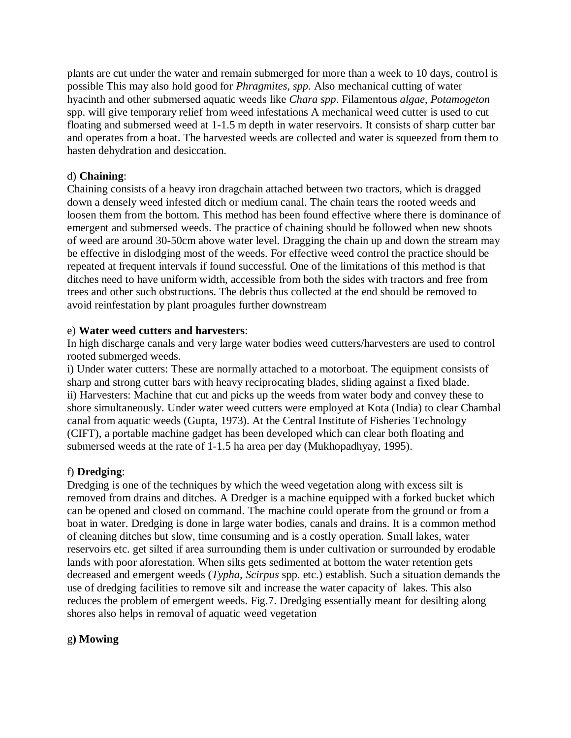plants are cut under the water and remain submerged for more than a week to 10 days, control is possible This may also hold good for *Phragmites*, *spp*. Also mechanical cutting of water hyacinth and other submersed aquatic weeds like *Chara spp*. Filamentous *algae*, *Potamogeton* spp. will give temporary relief from weed infestations A mechanical weed cutter is used to cut floating and submersed weed at 1-1.5 m depth in water reservoirs. It consists of sharp cutter bar and operates from a boat. The harvested weeds are collected and water is squeezed from them to hasten dehydration and desiccation.

d) **Chaining**:
Chaining consists of a heavy iron dragchain attached between two tractors, which is dragged down a densely weed infested ditch or medium canal. The chain tears the rooted weeds and loosen them from the bottom. This method has been found effective where there is dominance of emergent and submersed weeds. The practice of chaining should be followed when new shoots of weed are around 30-50cm above water level. Dragging the chain up and down the stream may be effective in dislodging most of the weeds. For effective weed control the practice should be repeated at frequent intervals if found successful. One of the limitations of this method is that ditches need to have uniform width, accessible from both the sides with tractors and free from trees and other such obstructions. The debris thus collected at the end should be removed to avoid reinfestation by plant proagules further downstream

e) **Water weed cutters and harvesters**:
In high discharge canals and very large water bodies weed cutters/harvesters are used to control rooted submerged weeds.
i) Under water cutters: These are normally attached to a motorboat. The equipment consists of sharp and strong cutter bars with heavy reciprocating blades, sliding against a fixed blade.
ii) Harvesters: Machine that cut and picks up the weeds from water body and convey these to shore simultaneously. Under water weed cutters were employed at Kota (India) to clear Chambal canal from aquatic weeds (Gupta, 1973). At the Central Institute of Fisheries Technology (CIFT), a portable machine gadget has been developed which can clear both floating and submersed weeds at the rate of 1-1.5 ha area per day (Mukhopadhyay, 1995).

f) **Dredging**:
Dredging is one of the techniques by which the weed vegetation along with excess silt is removed from drains and ditches. A Dredger is a machine equipped with a forked bucket which can be opened and closed on command. The machine could operate from the ground or from a boat in water. Dredging is done in large water bodies, canals and drains. It is a common method of cleaning ditches but slow, time consuming and is a costly operation. Small lakes, water reservoirs etc. get silted if area surrounding them is under cultivation or surrounded by erodable lands with poor aforestation. When silts gets sedimented at bottom the water retention gets decreased and emergent weeds (*Typha, Scirpus* spp. etc.) establish. Such a situation demands the use of dredging facilities to remove silt and increase the water capacity of lakes. This also reduces the problem of emergent weeds. Fig.7. Dredging essentially meant for desilting along shores also helps in removal of aquatic weed vegetation

g**) Mowing**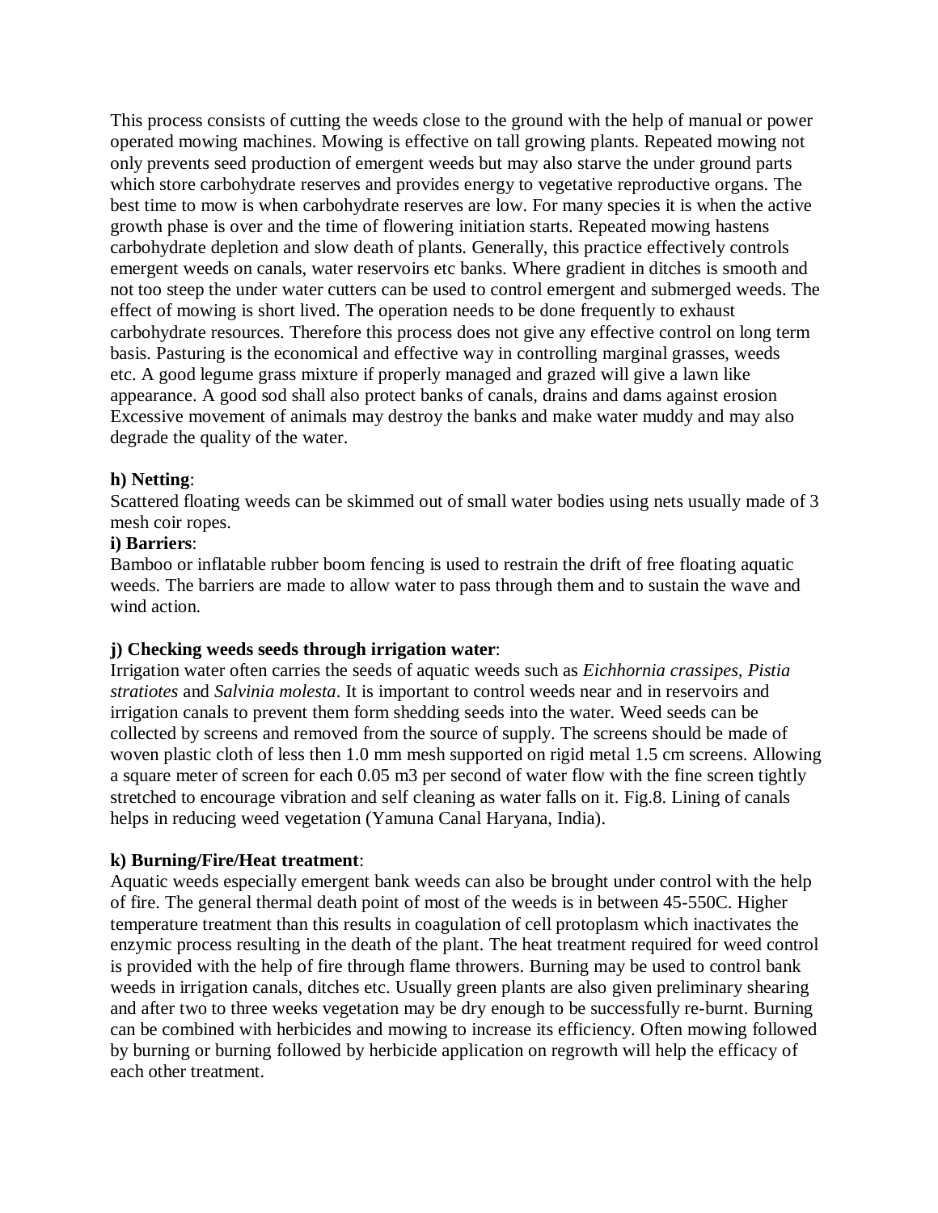This process consists of cutting the weeds close to the ground with the help of manual or power operated mowing machines. Mowing is effective on tall growing plants. Repeated mowing not only prevents seed production of emergent weeds but may also starve the under ground parts which store carbohydrate reserves and provides energy to vegetative reproductive organs. The best time to mow is when carbohydrate reserves are low. For many species it is when the active growth phase is over and the time of flowering initiation starts. Repeated mowing hastens carbohydrate depletion and slow death of plants. Generally, this practice effectively controls emergent weeds on canals, water reservoirs etc banks. Where gradient in ditches is smooth and not too steep the under water cutters can be used to control emergent and submerged weeds. The effect of mowing is short lived. The operation needs to be done frequently to exhaust carbohydrate resources. Therefore this process does not give any effective control on long term basis. Pasturing is the economical and effective way in controlling marginal grasses, weeds etc. A good legume grass mixture if properly managed and grazed will give a lawn like appearance. A good sod shall also protect banks of canals, drains and dams against erosion Excessive movement of animals may destroy the banks and make water muddy and may also degrade the quality of the water.

**h) Netting**:
Scattered floating weeds can be skimmed out of small water bodies using nets usually made of 3 mesh coir ropes.

**i) Barriers**:
Bamboo or inflatable rubber boom fencing is used to restrain the drift of free floating aquatic weeds. The barriers are made to allow water to pass through them and to sustain the wave and wind action.

**j) Checking weeds seeds through irrigation water**:
Irrigation water often carries the seeds of aquatic weeds such as *Eichhornia crassipes, Pistia stratiotes* and *Salvinia molesta*. It is important to control weeds near and in reservoirs and irrigation canals to prevent them form shedding seeds into the water. Weed seeds can be collected by screens and removed from the source of supply. The screens should be made of woven plastic cloth of less then 1.0 mm mesh supported on rigid metal 1.5 cm screens. Allowing a square meter of screen for each 0.05 m3 per second of water flow with the fine screen tightly stretched to encourage vibration and self cleaning as water falls on it. Fig.8. Lining of canals helps in reducing weed vegetation (Yamuna Canal Haryana, India).

**k) Burning/Fire/Heat treatment**:
Aquatic weeds especially emergent bank weeds can also be brought under control with the help of fire. The general thermal death point of most of the weeds is in between 45-550C. Higher temperature treatment than this results in coagulation of cell protoplasm which inactivates the enzymic process resulting in the death of the plant. The heat treatment required for weed control is provided with the help of fire through flame throwers. Burning may be used to control bank weeds in irrigation canals, ditches etc. Usually green plants are also given preliminary shearing and after two to three weeks vegetation may be dry enough to be successfully re-burnt. Burning can be combined with herbicides and mowing to increase its efficiency. Often mowing followed by burning or burning followed by herbicide application on regrowth will help the efficacy of each other treatment.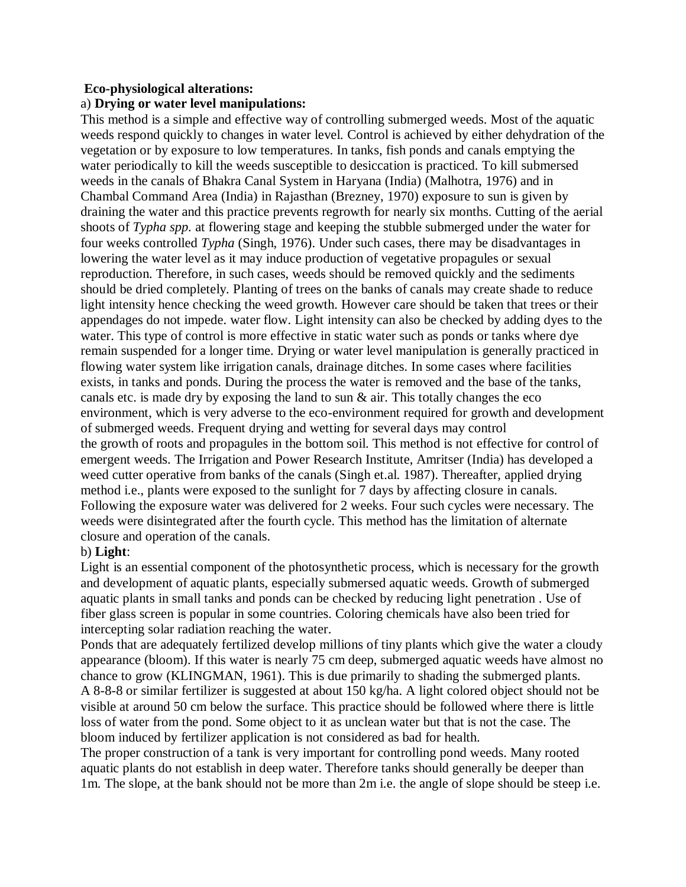**Eco-physiological alterations:**

a) **Drying or water level manipulations:**

This method is a simple and effective way of controlling submerged weeds. Most of the aquatic weeds respond quickly to changes in water level. Control is achieved by either dehydration of the vegetation or by exposure to low temperatures. In tanks, fish ponds and canals emptying the water periodically to kill the weeds susceptible to desiccation is practiced. To kill submersed weeds in the canals of Bhakra Canal System in Haryana (India) (Malhotra, 1976) and in Chambal Command Area (India) in Rajasthan (Brezney, 1970) exposure to sun is given by draining the water and this practice prevents regrowth for nearly six months. Cutting of the aerial shoots of *Typha spp.* at flowering stage and keeping the stubble submerged under the water for four weeks controlled *Typha* (Singh, 1976). Under such cases, there may be disadvantages in lowering the water level as it may induce production of vegetative propagules or sexual reproduction. Therefore, in such cases, weeds should be removed quickly and the sediments should be dried completely. Planting of trees on the banks of canals may create shade to reduce light intensity hence checking the weed growth. However care should be taken that trees or their appendages do not impede. water flow. Light intensity can also be checked by adding dyes to the water. This type of control is more effective in static water such as ponds or tanks where dye remain suspended for a longer time. Drying or water level manipulation is generally practiced in flowing water system like irrigation canals, drainage ditches. In some cases where facilities exists, in tanks and ponds. During the process the water is removed and the base of the tanks, canals etc. is made dry by exposing the land to sun & air. This totally changes the eco environment, which is very adverse to the eco-environment required for growth and development of submerged weeds. Frequent drying and wetting for several days may control the growth of roots and propagules in the bottom soil. This method is not effective for control of emergent weeds. The Irrigation and Power Research Institute, Amritser (India) has developed a weed cutter operative from banks of the canals (Singh et.al. 1987). Thereafter, applied drying method i.e., plants were exposed to the sunlight for 7 days by affecting closure in canals. Following the exposure water was delivered for 2 weeks. Four such cycles were necessary. The weeds were disintegrated after the fourth cycle. This method has the limitation of alternate closure and operation of the canals.

b) **Light**:

Light is an essential component of the photosynthetic process, which is necessary for the growth and development of aquatic plants, especially submersed aquatic weeds. Growth of submerged aquatic plants in small tanks and ponds can be checked by reducing light penetration . Use of fiber glass screen is popular in some countries. Coloring chemicals have also been tried for intercepting solar radiation reaching the water.

Ponds that are adequately fertilized develop millions of tiny plants which give the water a cloudy appearance (bloom). If this water is nearly 75 cm deep, submerged aquatic weeds have almost no chance to grow (KLINGMAN, 1961). This is due primarily to shading the submerged plants. A 8-8-8 or similar fertilizer is suggested at about 150 kg/ha. A light colored object should not be visible at around 50 cm below the surface. This practice should be followed where there is little loss of water from the pond. Some object to it as unclean water but that is not the case. The bloom induced by fertilizer application is not considered as bad for health.

The proper construction of a tank is very important for controlling pond weeds. Many rooted aquatic plants do not establish in deep water. Therefore tanks should generally be deeper than 1m. The slope, at the bank should not be more than 2m i.e. the angle of slope should be steep i.e.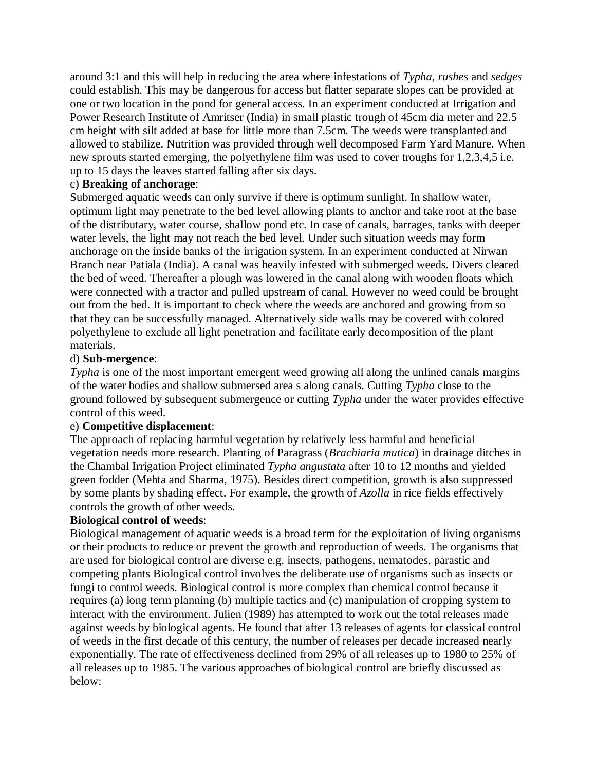around 3:1 and this will help in reducing the area where infestations of *Typha, rushes* and *sedges* could establish. This may be dangerous for access but flatter separate slopes can be provided at one or two location in the pond for general access. In an experiment conducted at Irrigation and Power Research Institute of Amritser (India) in small plastic trough of 45cm dia meter and 22.5 cm height with silt added at base for little more than 7.5cm. The weeds were transplanted and allowed to stabilize. Nutrition was provided through well decomposed Farm Yard Manure. When new sprouts started emerging, the polyethylene film was used to cover troughs for 1,2,3,4,5 i.e. up to 15 days the leaves started falling after six days.

c) **Breaking of anchorage**:

Submerged aquatic weeds can only survive if there is optimum sunlight. In shallow water, optimum light may penetrate to the bed level allowing plants to anchor and take root at the base of the distributary, water course, shallow pond etc. In case of canals, barrages, tanks with deeper water levels, the light may not reach the bed level. Under such situation weeds may form anchorage on the inside banks of the irrigation system. In an experiment conducted at Nirwan Branch near Patiala (India). A canal was heavily infested with submerged weeds. Divers cleared the bed of weed. Thereafter a plough was lowered in the canal along with wooden floats which were connected with a tractor and pulled upstream of canal. However no weed could be brought out from the bed. It is important to check where the weeds are anchored and growing from so that they can be successfully managed. Alternatively side walls may be covered with colored polyethylene to exclude all light penetration and facilitate early decomposition of the plant materials.

d) **Sub-mergence**:

*Typha* is one of the most important emergent weed growing all along the unlined canals margins of the water bodies and shallow submersed area s along canals. Cutting *Typha* close to the ground followed by subsequent submergence or cutting *Typha* under the water provides effective control of this weed.

e) **Competitive displacement**:

The approach of replacing harmful vegetation by relatively less harmful and beneficial vegetation needs more research. Planting of Paragrass (*Brachiaria mutica*) in drainage ditches in the Chambal Irrigation Project eliminated *Typha angustata* after 10 to 12 months and yielded green fodder (Mehta and Sharma, 1975). Besides direct competition, growth is also suppressed by some plants by shading effect. For example, the growth of *Azolla* in rice fields effectively controls the growth of other weeds.

**Biological control of weeds**:

Biological management of aquatic weeds is a broad term for the exploitation of living organisms or their products to reduce or prevent the growth and reproduction of weeds. The organisms that are used for biological control are diverse e.g. insects, pathogens, nematodes, parastic and competing plants Biological control involves the deliberate use of organisms such as insects or fungi to control weeds. Biological control is more complex than chemical control because it requires (a) long term planning (b) multiple tactics and (c) manipulation of cropping system to interact with the environment. Julien (1989) has attempted to work out the total releases made against weeds by biological agents. He found that after 13 releases of agents for classical control of weeds in the first decade of this century, the number of releases per decade increased nearly exponentially. The rate of effectiveness declined from 29% of all releases up to 1980 to 25% of all releases up to 1985. The various approaches of biological control are briefly discussed as below: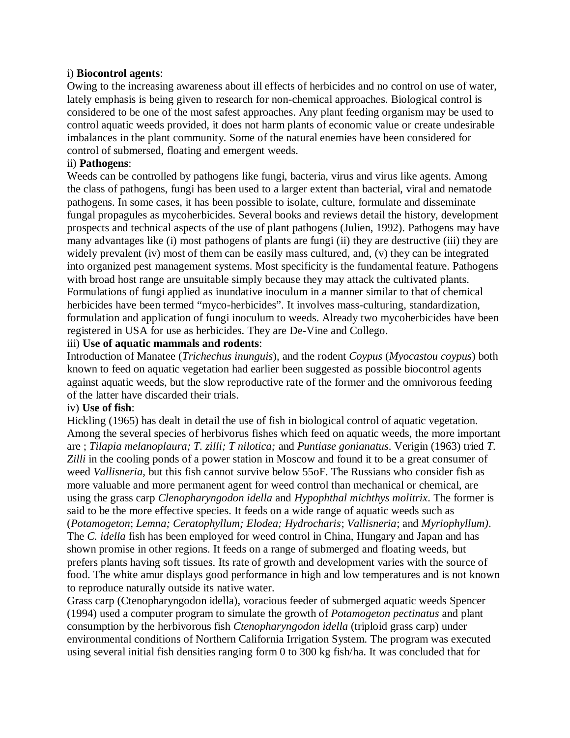i) **Biocontrol agents**:

Owing to the increasing awareness about ill effects of herbicides and no control on use of water, lately emphasis is being given to research for non-chemical approaches. Biological control is considered to be one of the most safest approaches. Any plant feeding organism may be used to control aquatic weeds provided, it does not harm plants of economic value or create undesirable imbalances in the plant community. Some of the natural enemies have been considered for control of submersed, floating and emergent weeds.

ii) **Pathogens**:

Weeds can be controlled by pathogens like fungi, bacteria, virus and virus like agents. Among the class of pathogens, fungi has been used to a larger extent than bacterial, viral and nematode pathogens. In some cases, it has been possible to isolate, culture, formulate and disseminate fungal propagules as mycoherbicides. Several books and reviews detail the history, development prospects and technical aspects of the use of plant pathogens (Julien, 1992). Pathogens may have many advantages like (i) most pathogens of plants are fungi (ii) they are destructive (iii) they are widely prevalent (iv) most of them can be easily mass cultured, and, (v) they can be integrated into organized pest management systems. Most specificity is the fundamental feature. Pathogens with broad host range are unsuitable simply because they may attack the cultivated plants. Formulations of fungi applied as inundative inoculum in a manner similar to that of chemical herbicides have been termed "myco-herbicides". It involves mass-culturing, standardization, formulation and application of fungi inoculum to weeds. Already two mycoherbicides have been registered in USA for use as herbicides. They are De-Vine and Collego.

iii) **Use of aquatic mammals and rodents**:

Introduction of Manatee (*Trichechus inunguis*), and the rodent *Coypus* (*Myocastou coypus*) both known to feed on aquatic vegetation had earlier been suggested as possible biocontrol agents against aquatic weeds, but the slow reproductive rate of the former and the omnivorous feeding of the latter have discarded their trials.

iv) **Use of fish**:

Hickling (1965) has dealt in detail the use of fish in biological control of aquatic vegetation. Among the several species of herbivorus fishes which feed on aquatic weeds, the more important are ; *Tilapia melanoplaura; T. zilli; T nilotica;* and *Puntiase gonianatus*. Verigin (1963) tried *T. Zilli* in the cooling ponds of a power station in Moscow and found it to be a great consumer of weed *Vallisneria*, but this fish cannot survive below 55oF. The Russians who consider fish as more valuable and more permanent agent for weed control than mechanical or chemical, are using the grass carp *Clenopharyngodon idella* and *Hypophthal michthys molitrix*. The former is said to be the more effective species. It feeds on a wide range of aquatic weeds such as (*Potamogeton*; *Lemna; Ceratophyllum; Elodea; Hydrocharis*; *Vallisneria*; and *Myriophyllum)*. The *C. idella* fish has been employed for weed control in China, Hungary and Japan and has shown promise in other regions. It feeds on a range of submerged and floating weeds, but prefers plants having soft tissues. Its rate of growth and development varies with the source of food. The white amur displays good performance in high and low temperatures and is not known to reproduce naturally outside its native water.

Grass carp (Ctenopharyngodon idella), voracious feeder of submerged aquatic weeds Spencer (1994) used a computer program to simulate the growth of *Potamogeton pectinatus* and plant consumption by the herbivorous fish *Ctenopharyngodon idella* (triploid grass carp) under environmental conditions of Northern California Irrigation System. The program was executed using several initial fish densities ranging form 0 to 300 kg fish/ha. It was concluded that for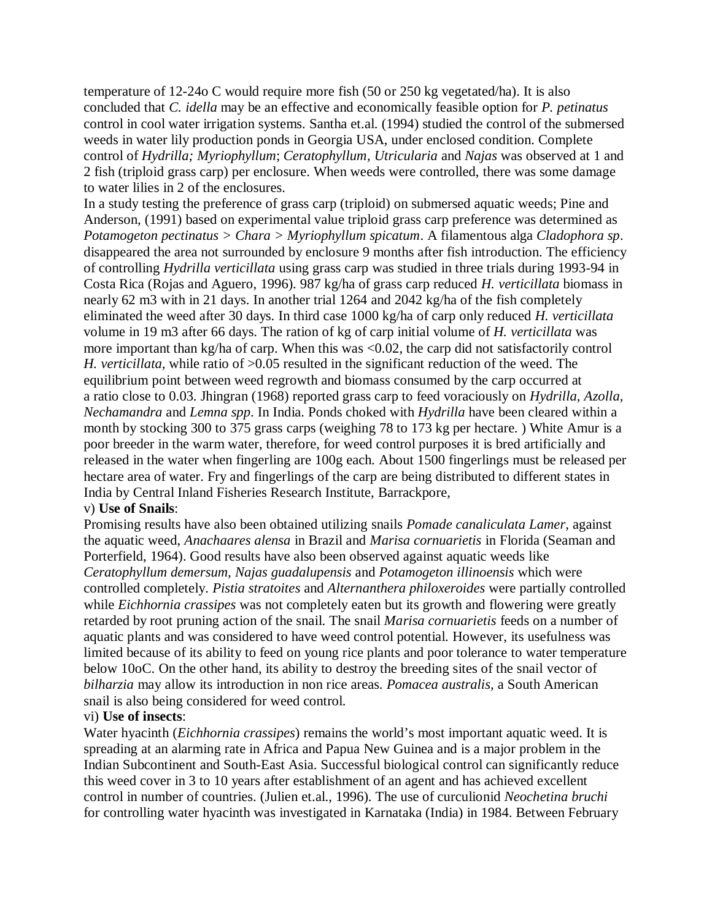temperature of 12-24o C would require more fish (50 or 250 kg vegetated/ha). It is also concluded that *C. idella* may be an effective and economically feasible option for *P. petinatus* control in cool water irrigation systems. Santha et.al. (1994) studied the control of the submersed weeds in water lily production ponds in Georgia USA, under enclosed condition. Complete control of *Hydrilla; Myriophyllum*; *Ceratophyllum, Utricularia* and *Najas* was observed at 1 and 2 fish (triploid grass carp) per enclosure. When weeds were controlled, there was some damage to water lilies in 2 of the enclosures.

In a study testing the preference of grass carp (triploid) on submersed aquatic weeds; Pine and Anderson, (1991) based on experimental value triploid grass carp preference was determined as *Potamogeton pectinatus* > *Chara* > *Myriophyllum spicatum*. A filamentous alga *Cladophora sp*. disappeared the area not surrounded by enclosure 9 months after fish introduction. The efficiency of controlling *Hydrilla verticillata* using grass carp was studied in three trials during 1993-94 in Costa Rica (Rojas and Aguero, 1996). 987 kg/ha of grass carp reduced *H. verticillata* biomass in nearly 62 m3 with in 21 days. In another trial 1264 and 2042 kg/ha of the fish completely eliminated the weed after 30 days. In third case 1000 kg/ha of carp only reduced *H. verticillata* volume in 19 m3 after 66 days. The ration of kg of carp initial volume of *H. verticillata* was more important than kg/ha of carp. When this was <0.02, the carp did not satisfactorily control *H. verticillata,* while ratio of >0.05 resulted in the significant reduction of the weed. The equilibrium point between weed regrowth and biomass consumed by the carp occurred at a ratio close to 0.03. Jhingran (1968) reported grass carp to feed voraciously on *Hydrilla, Azolla, Nechamandra* and *Lemna spp*. In India. Ponds choked with *Hydrilla* have been cleared within a month by stocking 300 to 375 grass carps (weighing 78 to 173 kg per hectare. ) White Amur is a poor breeder in the warm water, therefore, for weed control purposes it is bred artificially and released in the water when fingerling are 100g each. About 1500 fingerlings must be released per hectare area of water. Fry and fingerlings of the carp are being distributed to different states in India by Central Inland Fisheries Research Institute, Barrackpore,

v) **Use of Snails**:

Promising results have also been obtained utilizing snails *Pomade canaliculata Lamer,* against the aquatic weed, *Anachaares alensa* in Brazil and *Marisa cornuarietis* in Florida (Seaman and Porterfield, 1964). Good results have also been observed against aquatic weeds like *Ceratophyllum demersum, Najas guadalupensis* and *Potamogeton illinoensis* which were controlled completely. *Pistia stratoites* and *Alternanthera philoxeroides* were partially controlled while *Eichhornia crassipes* was not completely eaten but its growth and flowering were greatly retarded by root pruning action of the snail. The snail *Marisa cornuarietis* feeds on a number of aquatic plants and was considered to have weed control potential. However, its usefulness was limited because of its ability to feed on young rice plants and poor tolerance to water temperature below 10oC. On the other hand, its ability to destroy the breeding sites of the snail vector of *bilharzia* may allow its introduction in non rice areas. *Pomacea australis*, a South American snail is also being considered for weed control.

vi) **Use of insects**:

Water hyacinth (*Eichhornia crassipes*) remains the world's most important aquatic weed. It is spreading at an alarming rate in Africa and Papua New Guinea and is a major problem in the Indian Subcontinent and South-East Asia. Successful biological control can significantly reduce this weed cover in 3 to 10 years after establishment of an agent and has achieved excellent control in number of countries. (Julien et.al., 1996). The use of curculionid *Neochetina bruchi* for controlling water hyacinth was investigated in Karnataka (India) in 1984. Between February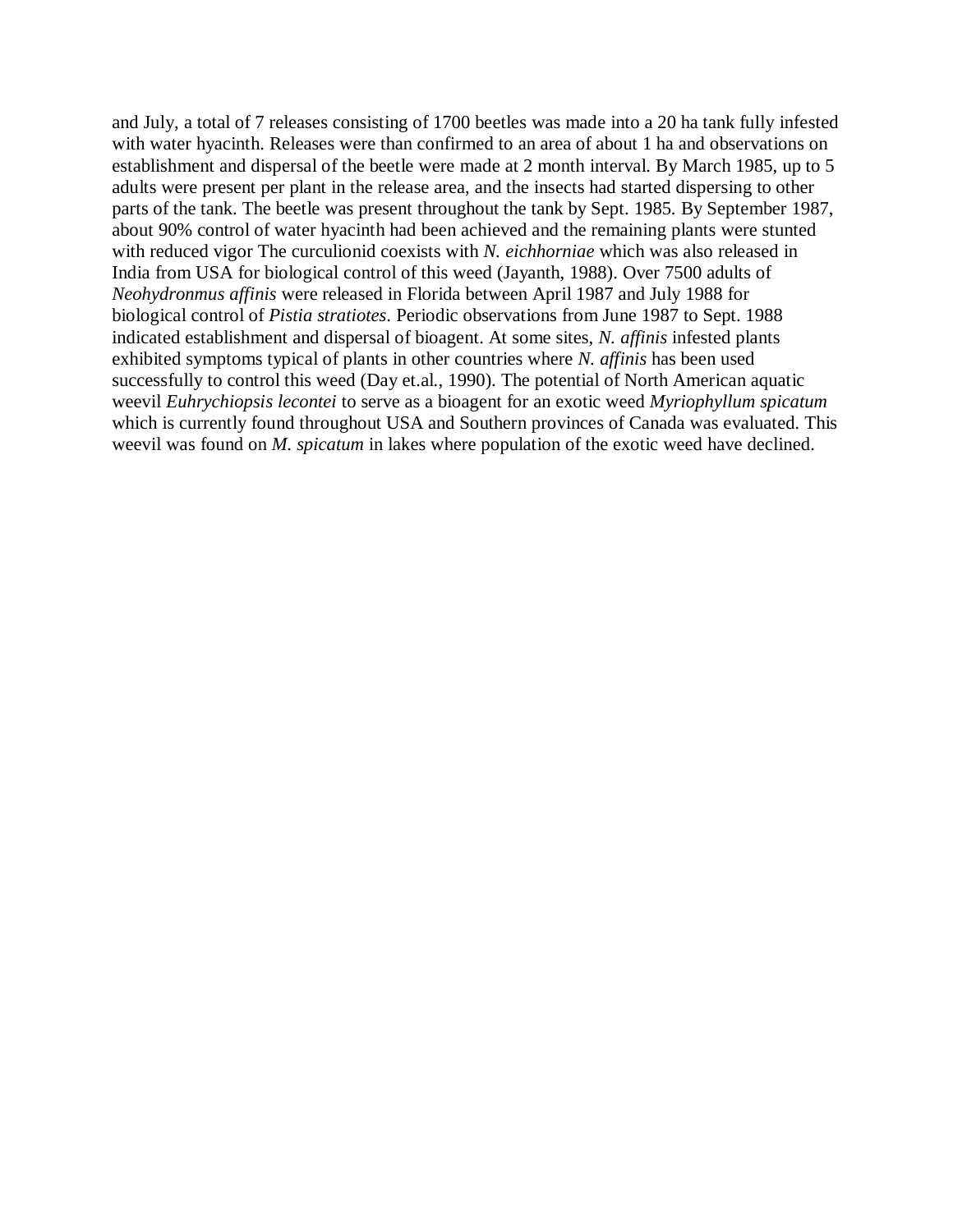and July, a total of 7 releases consisting of 1700 beetles was made into a 20 ha tank fully infested with water hyacinth. Releases were than confirmed to an area of about 1 ha and observations on establishment and dispersal of the beetle were made at 2 month interval. By March 1985, up to 5 adults were present per plant in the release area, and the insects had started dispersing to other parts of the tank. The beetle was present throughout the tank by Sept. 1985. By September 1987, about 90% control of water hyacinth had been achieved and the remaining plants were stunted with reduced vigor The curculionid coexists with *N. eichhorniae* which was also released in India from USA for biological control of this weed (Jayanth, 1988). Over 7500 adults of *Neohydronmus affinis* were released in Florida between April 1987 and July 1988 for biological control of *Pistia stratiotes*. Periodic observations from June 1987 to Sept. 1988 indicated establishment and dispersal of bioagent. At some sites, *N. affinis* infested plants exhibited symptoms typical of plants in other countries where *N. affinis* has been used successfully to control this weed (Day et.al., 1990). The potential of North American aquatic weevil *Euhrychiopsis lecontei* to serve as a bioagent for an exotic weed *Myriophyllum spicatum* which is currently found throughout USA and Southern provinces of Canada was evaluated. This weevil was found on *M. spicatum* in lakes where population of the exotic weed have declined.